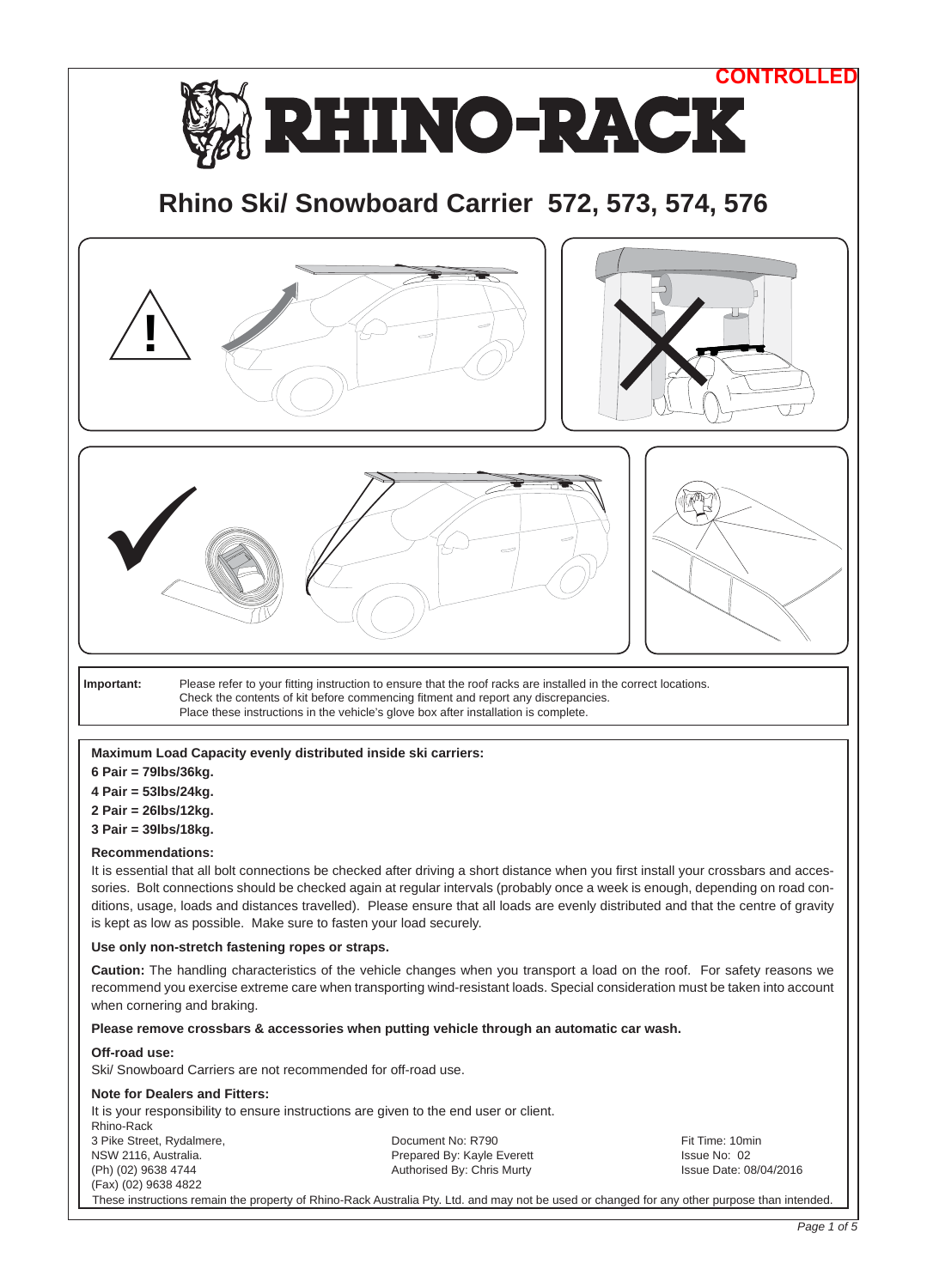CONTROLLED

# RHINO-RACK

## Rhino Ski/ Snowboard Carrier 572, 573, 574, 576

| | |
|---|---|
| **Important:** | Please refer to your fitting instruction to ensure that the roof racks are installed in the correct locations. Check the contents of kit before commencing fitment and report any discrepancies. Place these instructions in the vehicle's glove box after installation is complete. |

**Maximum Load Capacity evenly distributed inside ski carriers:**

**6 Pair = 79lbs/36kg.**

**4 Pair = 53lbs/24kg.**

**2 Pair = 26lbs/12kg.**

**3 Pair = 39lbs/18kg.**

**Recommendations:**

It is essential that all bolt connections be checked after driving a short distance when you first install your crossbars and accessories. Bolt connections should be checked again at regular intervals (probably once a week is enough, depending on road conditions, usage, loads and distances travelled). Please ensure that all loads are evenly distributed and that the centre of gravity is kept as low as possible. Make sure to fasten your load securely.

**Use only non-stretch fastening ropes or straps.**

**Caution:** The handling characteristics of the vehicle changes when you transport a load on the roof. For safety reasons we recommend you exercise extreme care when transporting wind-resistant loads. Special consideration must be taken into account when cornering and braking.

**Please remove crossbars & accessories when putting vehicle through an automatic car wash.**

**Off-road use:**

Ski/ Snowboard Carriers are not recommended for off-road use.

**Note for Dealers and Fitters:**

It is your responsibility to ensure instructions are given to the end user or client.

Rhino-Rack
3 Pike Street, Rydalmere,
NSW 2116, Australia.
(Ph) (02) 9638 4744
(Fax) (02) 9638 4822

Document No: R790
Prepared By: Kayle Everett
Authorised By: Chris Murty

Fit Time: 10min
Issue No: 02
Issue Date: 08/04/2016

These instructions remain the property of Rhino-Rack Australia Pty. Ltd. and may not be used or changed for any other purpose than intended.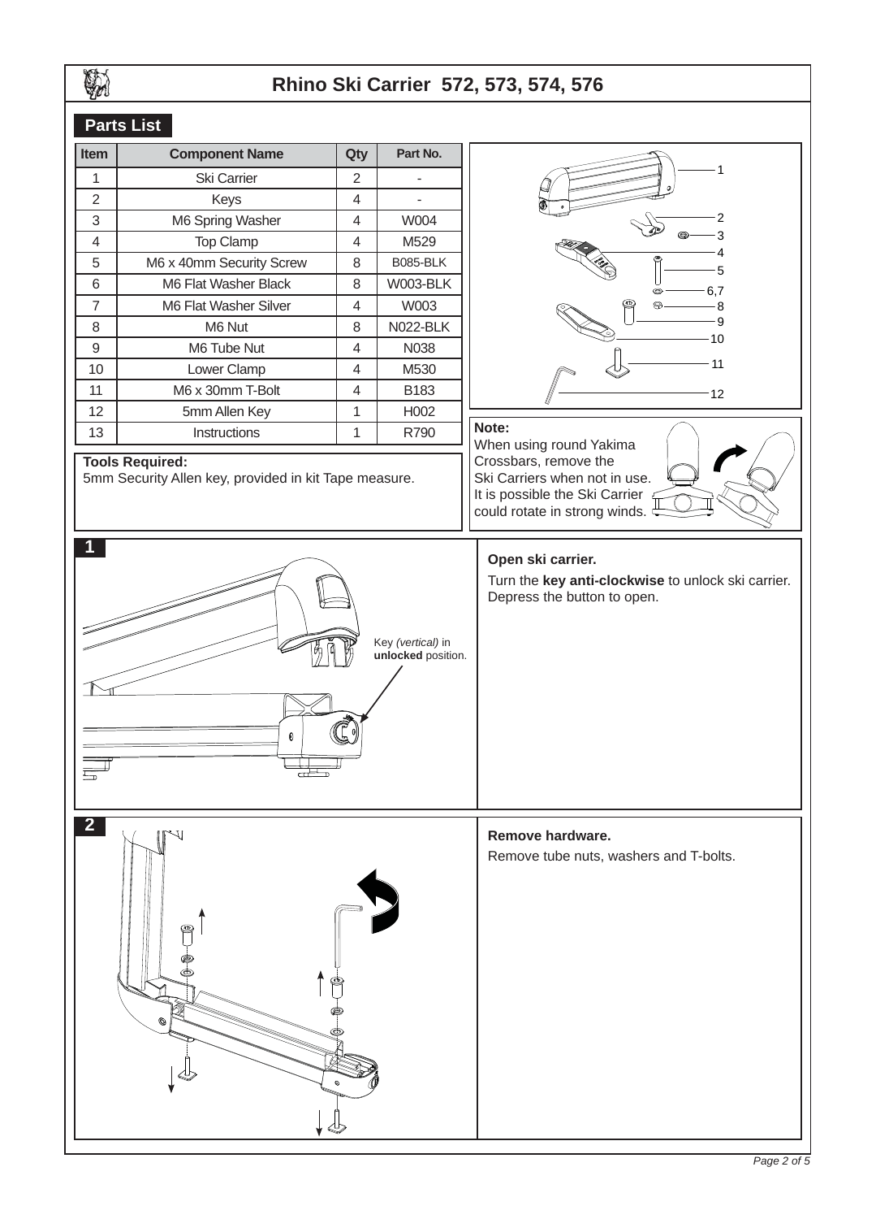# Rhino Ski Carrier 572, 573, 574, 576

## Parts List

| Item | Component Name | Qty | Part No. |
|---|---|---|---|
| 1 | Ski Carrier | 2 | - |
| 2 | Keys | 4 | - |
| 3 | M6 Spring Washer | 4 | W004 |
| 4 | Top Clamp | 4 | M529 |
| 5 | M6 x 40mm Security Screw | 8 | B085-BLK |
| 6 | M6 Flat Washer Black | 8 | W003-BLK |
| 7 | M6 Flat Washer Silver | 4 | W003 |
| 8 | M6 Nut | 8 | N022-BLK |
| 9 | M6 Tube Nut | 4 | N038 |
| 10 | Lower Clamp | 4 | M530 |
| 11 | M6 x 30mm T-Bolt | 4 | B183 |
| 12 | 5mm Allen Key | 1 | H002 |
| 13 | Instructions | 1 | R790 |

**Tools Required:**
5mm Security Allen key, provided in kit Tape measure.

**Note:**
When using round Yakima Crossbars, remove the Ski Carriers when not in use. It is possible the Ski Carrier could rotate in strong winds.

## 1

Key *(vertical)* in **unlocked** position.

**Open ski carrier.**

Turn the **key anti-clockwise** to unlock ski carrier. Depress the button to open.

## 2

**Remove hardware.**

Remove tube nuts, washers and T-bolts.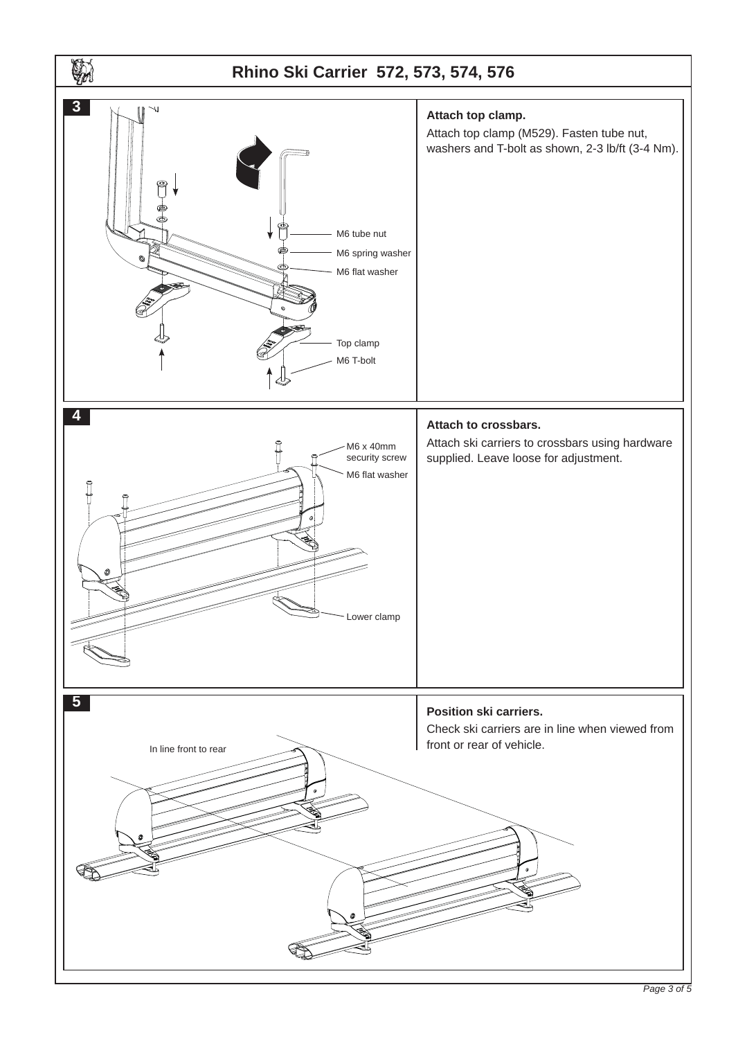# Rhino Ski Carrier 572, 573, 574, 576

**3**

M6 tube nut
M6 spring washer
M6 flat washer
Top clamp
M6 T-bolt

**Attach top clamp.**

Attach top clamp (M529). Fasten tube nut, washers and T-bolt as shown, 2-3 lb/ft (3-4 Nm).

**4**

M6 x 40mm security screw
M6 flat washer
Lower clamp

**Attach to crossbars.**

Attach ski carriers to crossbars using hardware supplied. Leave loose for adjustment.

**5**

In line front to rear

**Position ski carriers.**

Check ski carriers are in line when viewed from front or rear of vehicle.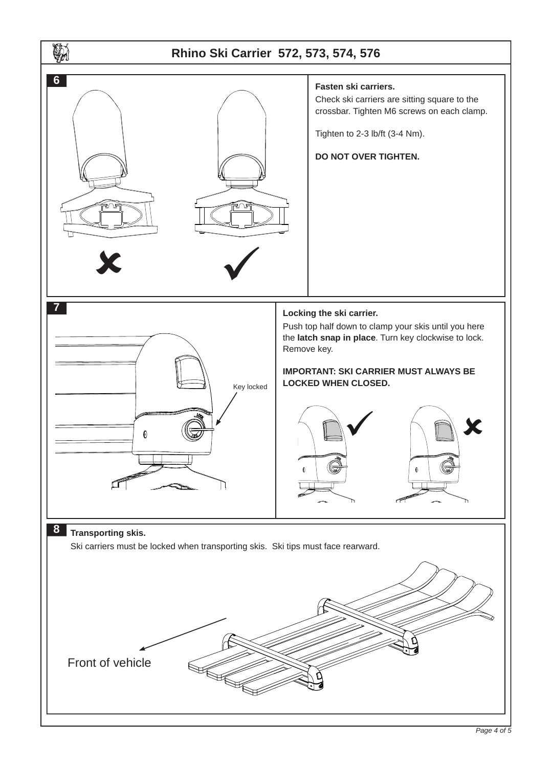# Rhino Ski Carrier 572, 573, 574, 576

## 6

**Fasten ski carriers.**

Check ski carriers are sitting square to the crossbar. Tighten M6 screws on each clamp.

Tighten to 2-3 lb/ft (3-4 Nm).

**DO NOT OVER TIGHTEN.**

## 7

Key locked

**Locking the ski carrier.**

Push top half down to clamp your skis until you here the **latch snap in place**. Turn key clockwise to lock. Remove key.

**IMPORTANT: SKI CARRIER MUST ALWAYS BE LOCKED WHEN CLOSED.**

## 8

**Transporting skis.**

Ski carriers must be locked when transporting skis. Ski tips must face rearward.

Front of vehicle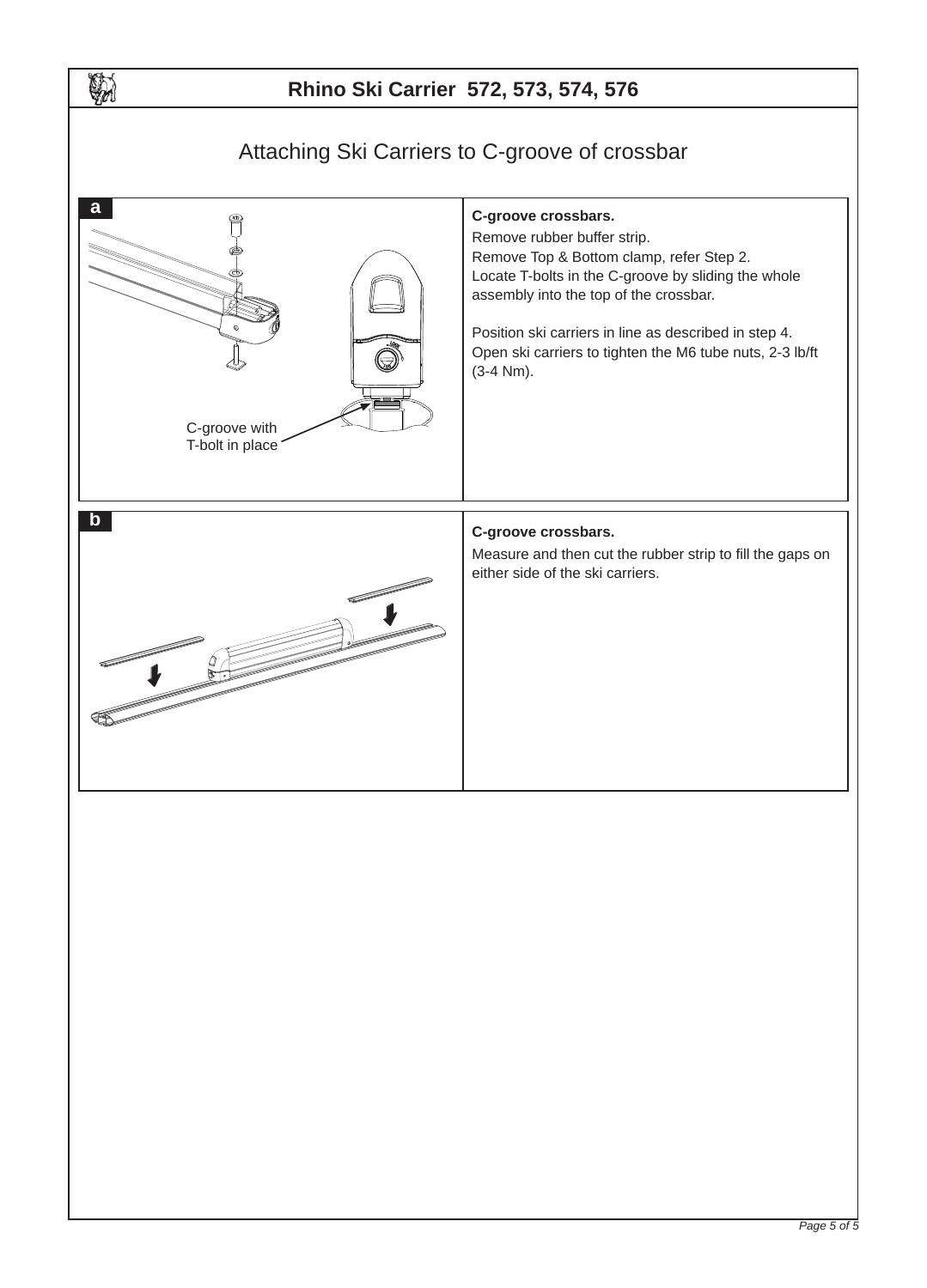# Rhino Ski Carrier 572, 573, 574, 576

## Attaching Ski Carriers to C-groove of crossbar

**a**

C-groove with T-bolt in place

**C-groove crossbars.**

Remove rubber buffer strip.
Remove Top & Bottom clamp, refer Step 2.
Locate T-bolts in the C-groove by sliding the whole assembly into the top of the crossbar.

Position ski carriers in line as described in step 4.
Open ski carriers to tighten the M6 tube nuts, 2-3 lb/ft (3-4 Nm).

**b**

**C-groove crossbars.**

Measure and then cut the rubber strip to fill the gaps on either side of the ski carriers.